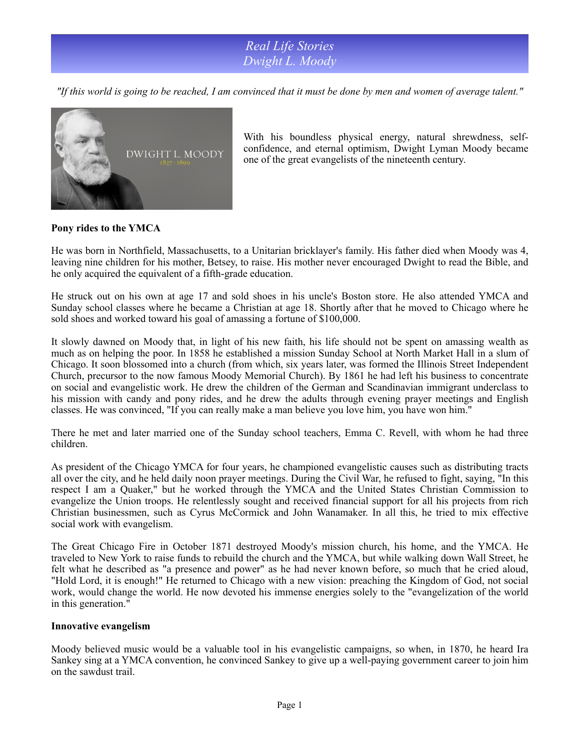# Real Life Stories
## Dwight L. Moody

*"If this world is going to be reached, I am convinced that it must be done by men and women of average talent."*

With his boundless physical energy, natural shrewdness, self-confidence, and eternal optimism, Dwight Lyman Moody became one of the great evangelists of the nineteenth century.

**Pony rides to the YMCA**

He was born in Northfield, Massachusetts, to a Unitarian bricklayer's family. His father died when Moody was 4, leaving nine children for his mother, Betsey, to raise. His mother never encouraged Dwight to read the Bible, and he only acquired the equivalent of a fifth-grade education.

He struck out on his own at age 17 and sold shoes in his uncle's Boston store. He also attended YMCA and Sunday school classes where he became a Christian at age 18. Shortly after that he moved to Chicago where he sold shoes and worked toward his goal of amassing a fortune of $100,000.

It slowly dawned on Moody that, in light of his new faith, his life should not be spent on amassing wealth as much as on helping the poor. In 1858 he established a mission Sunday School at North Market Hall in a slum of Chicago. It soon blossomed into a church (from which, six years later, was formed the Illinois Street Independent Church, precursor to the now famous Moody Memorial Church). By 1861 he had left his business to concentrate on social and evangelistic work. He drew the children of the German and Scandinavian immigrant underclass to his mission with candy and pony rides, and he drew the adults through evening prayer meetings and English classes. He was convinced, "If you can really make a man believe you love him, you have won him."

There he met and later married one of the Sunday school teachers, Emma C. Revell, with whom he had three children.

As president of the Chicago YMCA for four years, he championed evangelistic causes such as distributing tracts all over the city, and he held daily noon prayer meetings. During the Civil War, he refused to fight, saying, "In this respect I am a Quaker," but he worked through the YMCA and the United States Christian Commission to evangelize the Union troops. He relentlessly sought and received financial support for all his projects from rich Christian businessmen, such as Cyrus McCormick and John Wanamaker. In all this, he tried to mix effective social work with evangelism.

The Great Chicago Fire in October 1871 destroyed Moody's mission church, his home, and the YMCA. He traveled to New York to raise funds to rebuild the church and the YMCA, but while walking down Wall Street, he felt what he described as "a presence and power" as he had never known before, so much that he cried aloud, "Hold Lord, it is enough!" He returned to Chicago with a new vision: preaching the Kingdom of God, not social work, would change the world. He now devoted his immense energies solely to the "evangelization of the world in this generation."

**Innovative evangelism**

Moody believed music would be a valuable tool in his evangelistic campaigns, so when, in 1870, he heard Ira Sankey sing at a YMCA convention, he convinced Sankey to give up a well-paying government career to join him on the sawdust trail.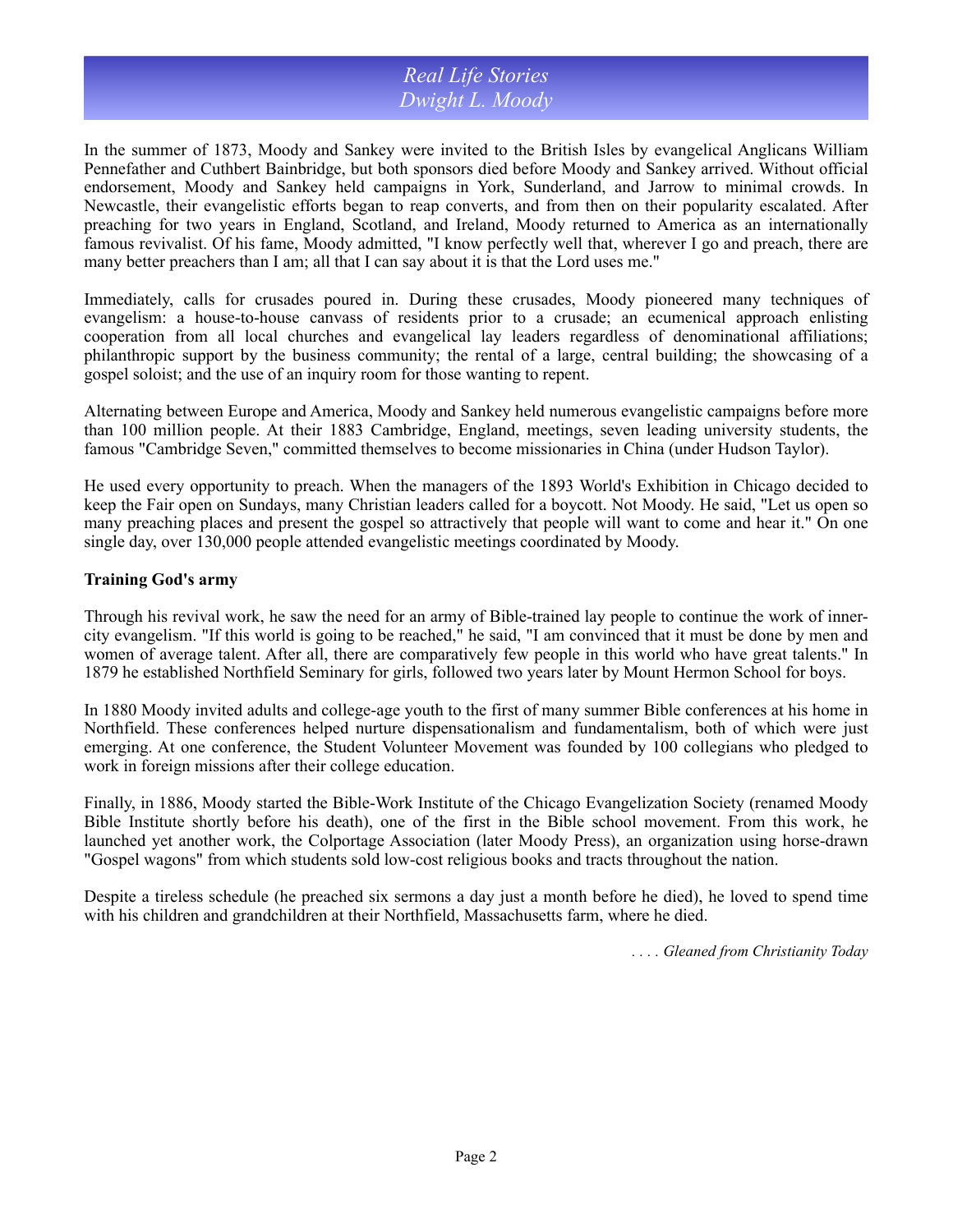In the summer of 1873, Moody and Sankey were invited to the British Isles by evangelical Anglicans William Pennefather and Cuthbert Bainbridge, but both sponsors died before Moody and Sankey arrived. Without official endorsement, Moody and Sankey held campaigns in York, Sunderland, and Jarrow to minimal crowds. In Newcastle, their evangelistic efforts began to reap converts, and from then on their popularity escalated. After preaching for two years in England, Scotland, and Ireland, Moody returned to America as an internationally famous revivalist. Of his fame, Moody admitted, "I know perfectly well that, wherever I go and preach, there are many better preachers than I am; all that I can say about it is that the Lord uses me."

Immediately, calls for crusades poured in. During these crusades, Moody pioneered many techniques of evangelism: a house-to-house canvass of residents prior to a crusade; an ecumenical approach enlisting cooperation from all local churches and evangelical lay leaders regardless of denominational affiliations; philanthropic support by the business community; the rental of a large, central building; the showcasing of a gospel soloist; and the use of an inquiry room for those wanting to repent.

Alternating between Europe and America, Moody and Sankey held numerous evangelistic campaigns before more than 100 million people. At their 1883 Cambridge, England, meetings, seven leading university students, the famous "Cambridge Seven," committed themselves to become missionaries in China (under Hudson Taylor).

He used every opportunity to preach. When the managers of the 1893 World's Exhibition in Chicago decided to keep the Fair open on Sundays, many Christian leaders called for a boycott. Not Moody. He said, "Let us open so many preaching places and present the gospel so attractively that people will want to come and hear it." On one single day, over 130,000 people attended evangelistic meetings coordinated by Moody.

**Training God's army**

Through his revival work, he saw the need for an army of Bible-trained lay people to continue the work of inner-city evangelism. "If this world is going to be reached," he said, "I am convinced that it must be done by men and women of average talent. After all, there are comparatively few people in this world who have great talents." In 1879 he established Northfield Seminary for girls, followed two years later by Mount Hermon School for boys.

In 1880 Moody invited adults and college-age youth to the first of many summer Bible conferences at his home in Northfield. These conferences helped nurture dispensationalism and fundamentalism, both of which were just emerging. At one conference, the Student Volunteer Movement was founded by 100 collegians who pledged to work in foreign missions after their college education.

Finally, in 1886, Moody started the Bible-Work Institute of the Chicago Evangelization Society (renamed Moody Bible Institute shortly before his death), one of the first in the Bible school movement. From this work, he launched yet another work, the Colportage Association (later Moody Press), an organization using horse-drawn "Gospel wagons" from which students sold low-cost religious books and tracts throughout the nation.

Despite a tireless schedule (he preached six sermons a day just a month before he died), he loved to spend time with his children and grandchildren at their Northfield, Massachusetts farm, where he died.

*. . . . Gleaned from Christianity Today*